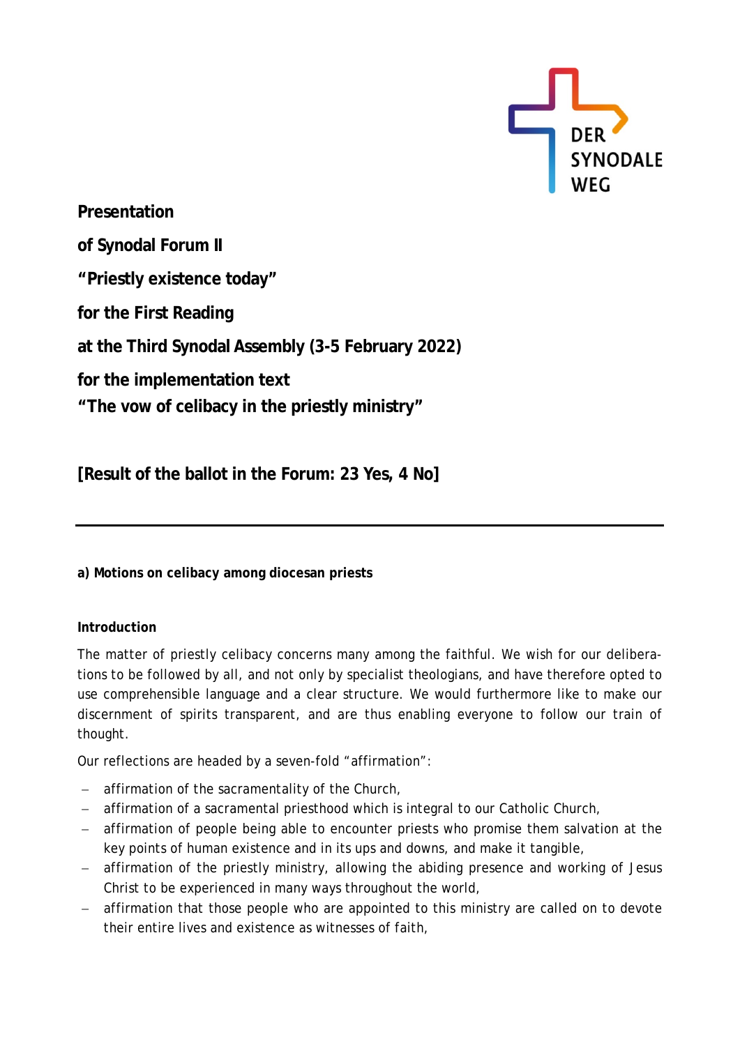DER SYNODALE WEG

**Presentation**

**of Synodal Forum II**

**“Priestly existence today”**

**for the First Reading**

**at the Third Synodal Assembly (3-5 February 2022)**

**for the implementation text**
**“The vow of celibacy in the priestly ministry”**

**[Result of the ballot in the Forum: 23 Yes, 4 No]**

---

**a) Motions on celibacy among diocesan priests**

**Introduction**

The matter of priestly celibacy concerns many among the faithful. We wish for our deliberations to be followed by all, and not only by specialist theologians, and have therefore opted to use comprehensible language and a clear structure. We would furthermore like to make our discernment of spirits transparent, and are thus enabling everyone to follow our train of thought.

Our reflections are headed by a seven-fold “affirmation”:

- affirmation of the sacramentality of the Church,
- affirmation of a sacramental priesthood which is integral to our Catholic Church,
- affirmation of people being able to encounter priests who promise them salvation at the key points of human existence and in its ups and downs, and make it tangible,
- affirmation of the priestly ministry, allowing the abiding presence and working of Jesus Christ to be experienced in many ways throughout the world,
- affirmation that those people who are appointed to this ministry are called on to devote their entire lives and existence as witnesses of faith,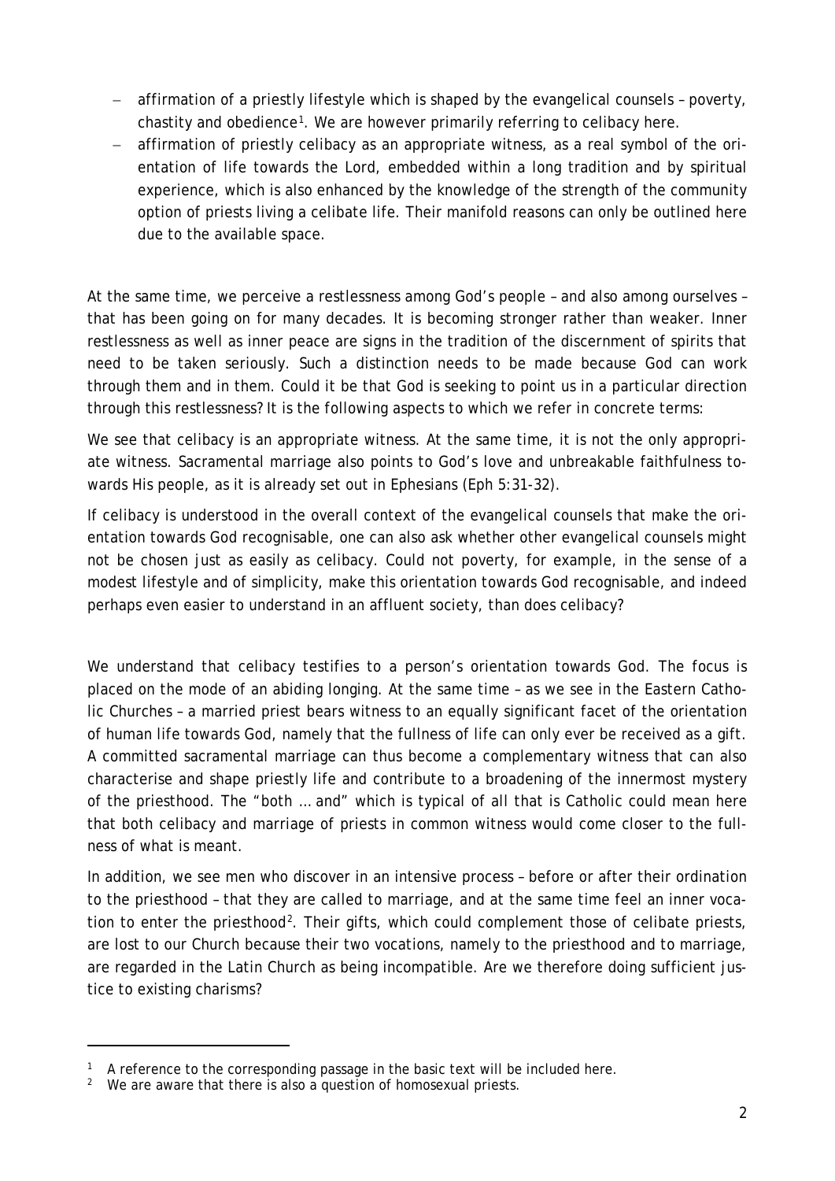- affirmation of a priestly lifestyle which is shaped by the evangelical counsels – poverty, chastity and obedience[1]. We are however primarily referring to celibacy here.
- affirmation of priestly celibacy as an appropriate witness, as a real symbol of the orientation of life towards the Lord, embedded within a long tradition and by spiritual experience, which is also enhanced by the knowledge of the strength of the community option of priests living a celibate life. Their manifold reasons can only be outlined here due to the available space.

At the same time, we perceive a restlessness among God's people – and also among ourselves – that has been going on for many decades. It is becoming stronger rather than weaker. Inner restlessness as well as inner peace are signs in the tradition of the discernment of spirits that need to be taken seriously. Such a distinction needs to be made because God can work through them and in them. Could it be that God is seeking to point us in a particular direction through this restlessness? It is the following aspects to which we refer in concrete terms:

We see that celibacy is an appropriate witness. At the same time, it is not the only appropriate witness. Sacramental marriage also points to God's love and unbreakable faithfulness towards His people, as it is already set out in Ephesians (Eph 5:31-32).

If celibacy is understood in the overall context of the evangelical counsels that make the orientation towards God recognisable, one can also ask whether other evangelical counsels might not be chosen just as easily as celibacy. Could not poverty, for example, in the sense of a modest lifestyle and of simplicity, make this orientation towards God recognisable, and indeed perhaps even easier to understand in an affluent society, than does celibacy?

We understand that celibacy testifies to a person's orientation towards God. The focus is placed on the mode of an abiding longing. At the same time – as we see in the Eastern Catholic Churches – a married priest bears witness to an equally significant facet of the orientation of human life towards God, namely that the fullness of life can only ever be received as a gift. A committed sacramental marriage can thus become a complementary witness that can also characterise and shape priestly life and contribute to a broadening of the innermost mystery of the priesthood. The "both … and" which is typical of all that is Catholic could mean here that both celibacy and marriage of priests in common witness would come closer to the fullness of what is meant.

In addition, we see men who discover in an intensive process – before or after their ordination to the priesthood – that they are called to marriage, and at the same time feel an inner vocation to enter the priesthood[2]. Their gifts, which could complement those of celibate priests, are lost to our Church because their two vocations, namely to the priesthood and to marriage, are regarded in the Latin Church as being incompatible. Are we therefore doing sufficient justice to existing charisms?

---

[1] A reference to the corresponding passage in the basic text will be included here.

[2] We are aware that there is also a question of homosexual priests.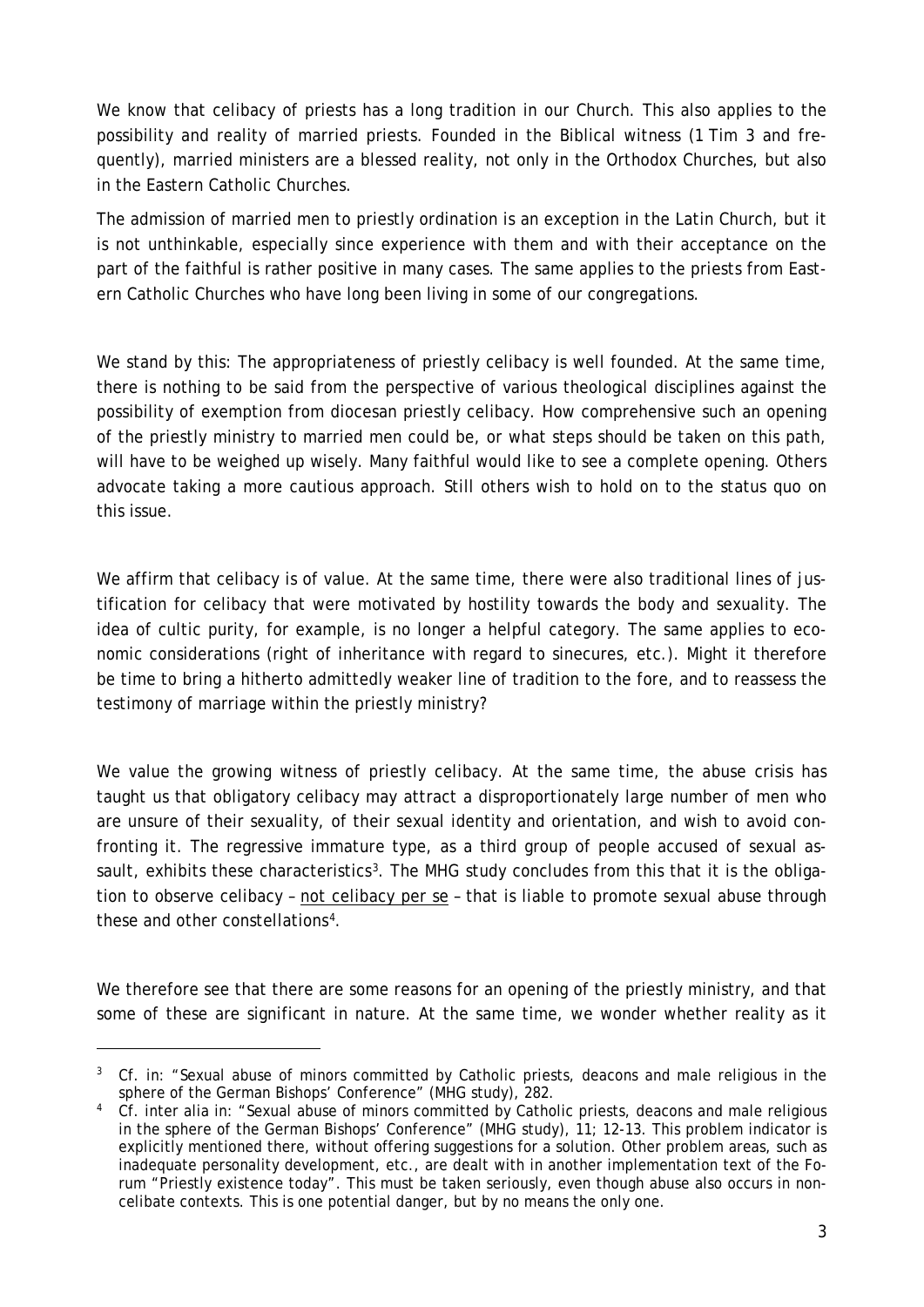We know that celibacy of priests has a long tradition in our Church. This also applies to the possibility and reality of married priests. Founded in the Biblical witness (1 Tim 3 and frequently), married ministers are a blessed reality, not only in the Orthodox Churches, but also in the Eastern Catholic Churches.

The admission of married men to priestly ordination is an exception in the Latin Church, but it is not unthinkable, especially since experience with them and with their acceptance on the part of the faithful is rather positive in many cases. The same applies to the priests from Eastern Catholic Churches who have long been living in some of our congregations.

We stand by this: The appropriateness of priestly celibacy is well founded. At the same time, there is nothing to be said from the perspective of various theological disciplines against the possibility of exemption from diocesan priestly celibacy. How comprehensive such an opening of the priestly ministry to married men could be, or what steps should be taken on this path, will have to be weighed up wisely. Many faithful would like to see a complete opening. Others advocate taking a more cautious approach. Still others wish to hold on to the status quo on this issue.

We affirm that celibacy is of value. At the same time, there were also traditional lines of justification for celibacy that were motivated by hostility towards the body and sexuality. The idea of cultic purity, for example, is no longer a helpful category. The same applies to economic considerations (right of inheritance with regard to sinecures, etc.). Might it therefore be time to bring a hitherto admittedly weaker line of tradition to the fore, and to reassess the testimony of marriage within the priestly ministry?

We value the growing witness of priestly celibacy. At the same time, the abuse crisis has taught us that obligatory celibacy may attract a disproportionately large number of men who are unsure of their sexuality, of their sexual identity and orientation, and wish to avoid confronting it. The regressive immature type, as a third group of people accused of sexual assault, exhibits these characteristics[3]. The MHG study concludes from this that it is the obligation to observe celibacy – <u>not celibacy per se</u> – that is liable to promote sexual abuse through these and other constellations[4].

We therefore see that there are some reasons for an opening of the priestly ministry, and that some of these are significant in nature. At the same time, we wonder whether reality as it

---

[3] Cf. in: "Sexual abuse of minors committed by Catholic priests, deacons and male religious in the sphere of the German Bishops' Conference" (MHG study), 282.

[4] Cf. inter alia in: "Sexual abuse of minors committed by Catholic priests, deacons and male religious in the sphere of the German Bishops' Conference" (MHG study), 11; 12-13. This problem indicator is explicitly mentioned there, without offering suggestions for a solution. Other problem areas, such as inadequate personality development, etc., are dealt with in another implementation text of the Forum "Priestly existence today". This must be taken seriously, even though abuse also occurs in non-celibate contexts. This is one potential danger, but by no means the only one.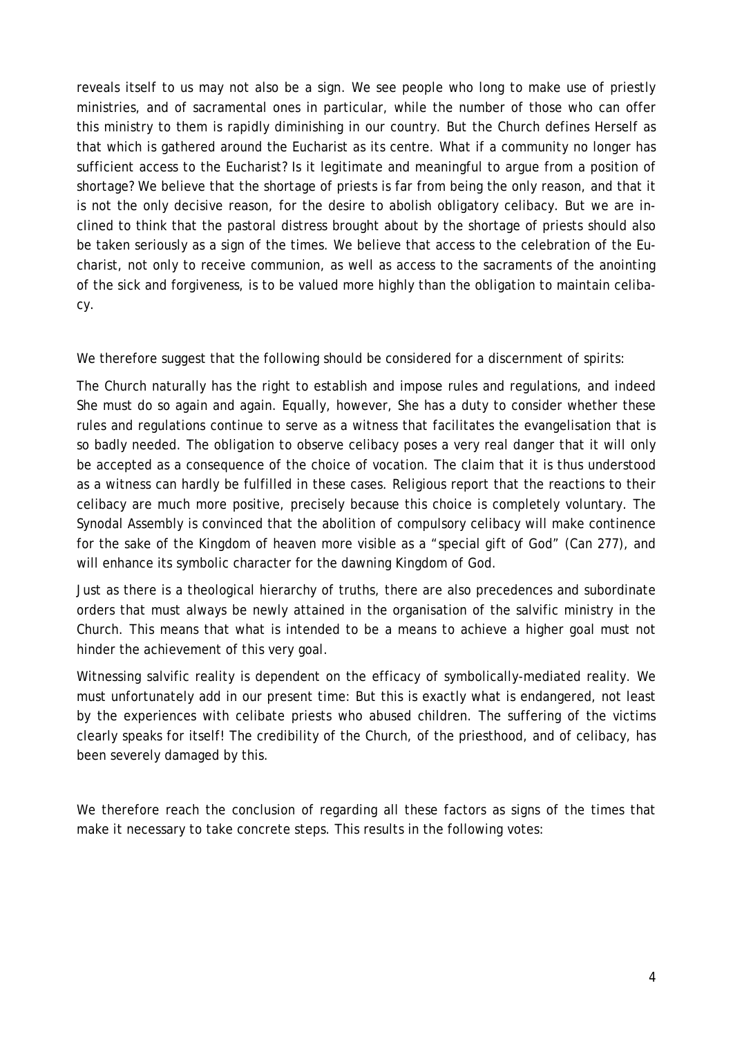reveals itself to us may not also be a sign. We see people who long to make use of priestly ministries, and of sacramental ones in particular, while the number of those who can offer this ministry to them is rapidly diminishing in our country. But the Church defines Herself as that which is gathered around the Eucharist as its centre. What if a community no longer has sufficient access to the Eucharist? Is it legitimate and meaningful to argue from a position of shortage? We believe that the shortage of priests is far from being the only reason, and that it is not the only decisive reason, for the desire to abolish obligatory celibacy. But we are inclined to think that the pastoral distress brought about by the shortage of priests should also be taken seriously as a sign of the times. We believe that access to the celebration of the Eucharist, not only to receive communion, as well as access to the sacraments of the anointing of the sick and forgiveness, is to be valued more highly than the obligation to maintain celibacy.

We therefore suggest that the following should be considered for a discernment of spirits:

The Church naturally has the right to establish and impose rules and regulations, and indeed She must do so again and again. Equally, however, She has a duty to consider whether these rules and regulations continue to serve as a witness that facilitates the evangelisation that is so badly needed. The obligation to observe celibacy poses a very real danger that it will only be accepted as a consequence of the choice of vocation. The claim that it is thus understood as a witness can hardly be fulfilled in these cases. Religious report that the reactions to their celibacy are much more positive, precisely because this choice is completely voluntary. The Synodal Assembly is convinced that the abolition of compulsory celibacy will make continence for the sake of the Kingdom of heaven more visible as a "special gift of God" (Can 277), and will enhance its symbolic character for the dawning Kingdom of God.

Just as there is a theological hierarchy of truths, there are also precedences and subordinate orders that must always be newly attained in the organisation of the salvific ministry in the Church. This means that what is intended to be a means to achieve a higher goal must not hinder the achievement of this very goal.

Witnessing salvific reality is dependent on the efficacy of symbolically-mediated reality. We must unfortunately add in our present time: But this is exactly what is endangered, not least by the experiences with celibate priests who abused children. The suffering of the victims clearly speaks for itself! The credibility of the Church, of the priesthood, and of celibacy, has been severely damaged by this.

We therefore reach the conclusion of regarding all these factors as signs of the times that make it necessary to take concrete steps. This results in the following votes: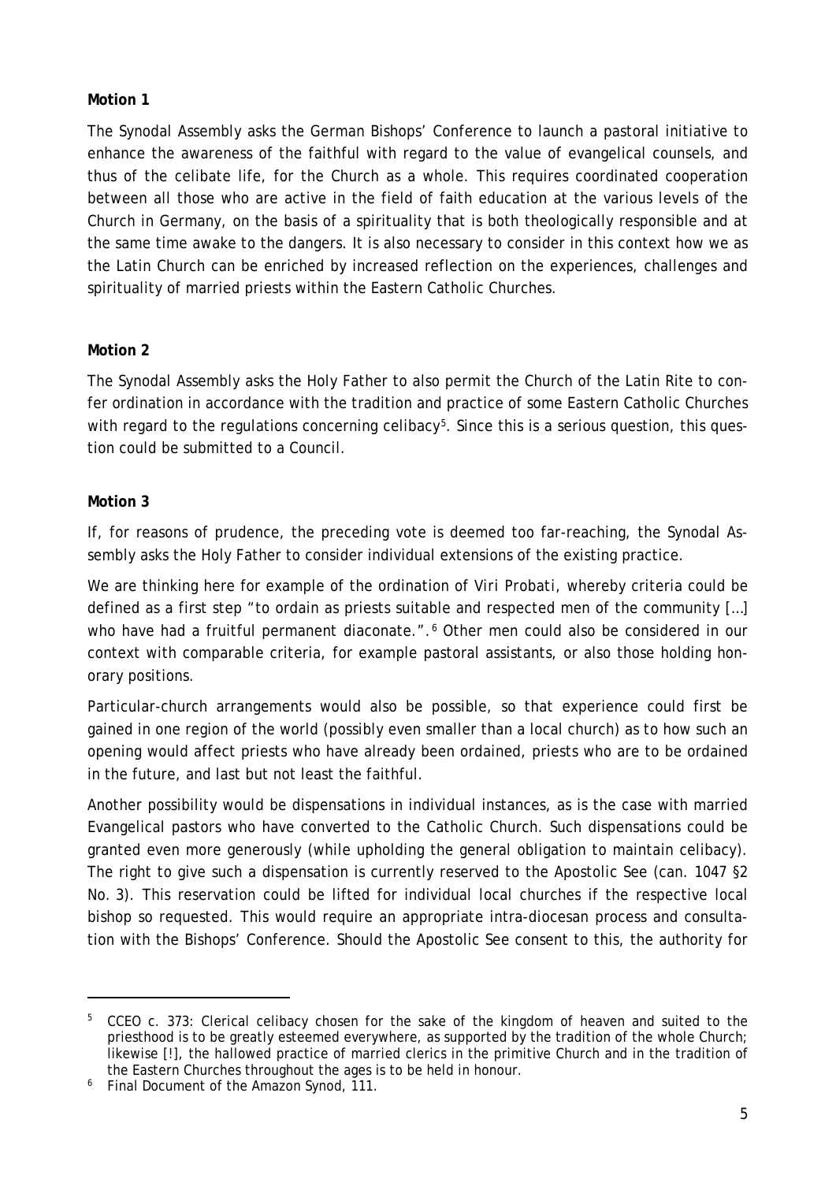**Motion 1**

The Synodal Assembly asks the German Bishops' Conference to launch a pastoral initiative to enhance the awareness of the faithful with regard to the value of evangelical counsels, and thus of the celibate life, for the Church as a whole. This requires coordinated cooperation between all those who are active in the field of faith education at the various levels of the Church in Germany, on the basis of a spirituality that is both theologically responsible and at the same time awake to the dangers. It is also necessary to consider in this context how we as the Latin Church can be enriched by increased reflection on the experiences, challenges and spirituality of married priests within the Eastern Catholic Churches.

**Motion 2**

The Synodal Assembly asks the Holy Father to also permit the Church of the Latin Rite to confer ordination in accordance with the tradition and practice of some Eastern Catholic Churches with regard to the regulations concerning celibacy[5]. Since this is a serious question, this question could be submitted to a Council.

**Motion 3**

If, for reasons of prudence, the preceding vote is deemed too far-reaching, the Synodal Assembly asks the Holy Father to consider individual extensions of the existing practice.

We are thinking here for example of the ordination of *Viri Probati*, whereby criteria could be defined as a first step "to ordain as priests suitable and respected men of the community […] who have had a fruitful permanent diaconate.".[6] Other men could also be considered in our context with comparable criteria, for example pastoral assistants, or also those holding honorary positions.

Particular-church arrangements would also be possible, so that experience could first be gained in one region of the world (possibly even smaller than a local church) as to how such an opening would affect priests who have already been ordained, priests who are to be ordained in the future, and last but not least the faithful.

Another possibility would be dispensations in individual instances, as is the case with married Evangelical pastors who have converted to the Catholic Church. Such dispensations could be granted even more generously (while upholding the general obligation to maintain celibacy). The right to give such a dispensation is currently reserved to the Apostolic See (can. 1047 §2 No. 3). This reservation could be lifted for individual local churches if the respective local bishop so requested. This would require an appropriate intra-diocesan process and consultation with the Bishops' Conference. Should the Apostolic See consent to this, the authority for

---

[5] CCEO c. 373: Clerical celibacy chosen for the sake of the kingdom of heaven and suited to the priesthood is to be greatly esteemed everywhere, as supported by the tradition of the whole Church; likewise [!], the hallowed practice of married clerics in the primitive Church and in the tradition of the Eastern Churches throughout the ages is to be held in honour.

[6] Final Document of the Amazon Synod, 111.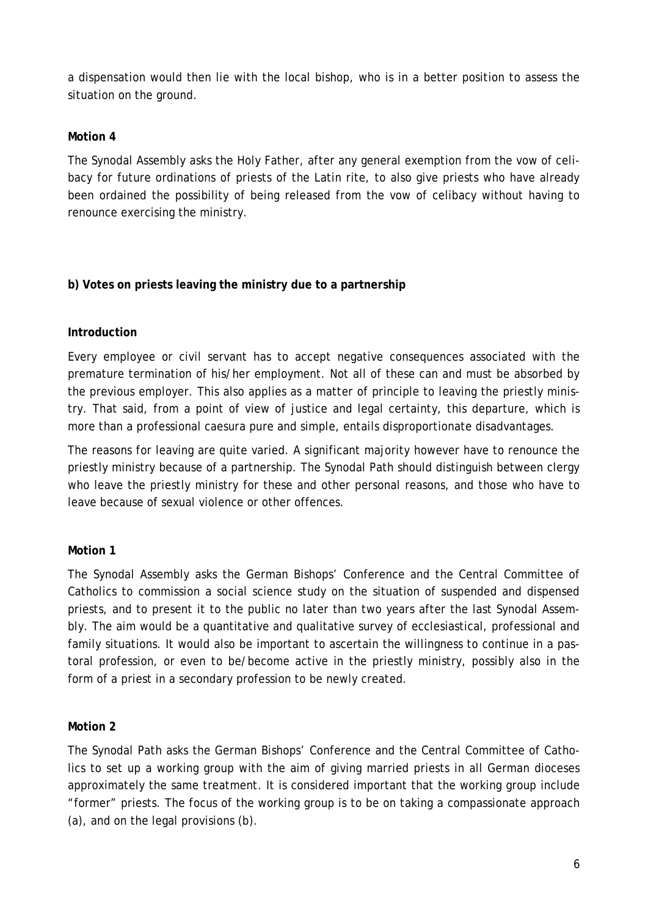a dispensation would then lie with the local bishop, who is in a better position to assess the situation on the ground.

**Motion 4**

The Synodal Assembly asks the Holy Father, after any general exemption from the vow of celibacy for future ordinations of priests of the Latin rite, to also give priests who have already been ordained the possibility of being released from the vow of celibacy without having to renounce exercising the ministry.

**b) Votes on priests leaving the ministry due to a partnership**

**Introduction**

Every employee or civil servant has to accept negative consequences associated with the premature termination of his/her employment. Not all of these can and must be absorbed by the previous employer. This also applies as a matter of principle to leaving the priestly ministry. That said, from a point of view of justice and legal certainty, this departure, which is more than a professional caesura pure and simple, entails disproportionate disadvantages.

The reasons for leaving are quite varied. A significant majority however have to renounce the priestly ministry because of a partnership. The Synodal Path should distinguish between clergy who leave the priestly ministry for these and other personal reasons, and those who have to leave because of sexual violence or other offences.

**Motion 1**

The Synodal Assembly asks the German Bishops' Conference and the Central Committee of Catholics to commission a social science study on the situation of suspended and dispensed priests, and to present it to the public no later than two years after the last Synodal Assembly. The aim would be a quantitative and qualitative survey of ecclesiastical, professional and family situations. It would also be important to ascertain the willingness to continue in a pastoral profession, or even to be/become active in the priestly ministry, possibly also in the form of a priest in a secondary profession to be newly created.

**Motion 2**

The Synodal Path asks the German Bishops' Conference and the Central Committee of Catholics to set up a working group with the aim of giving married priests in all German dioceses approximately the same treatment. It is considered important that the working group include "former" priests. The focus of the working group is to be on taking a compassionate approach (a), and on the legal provisions (b).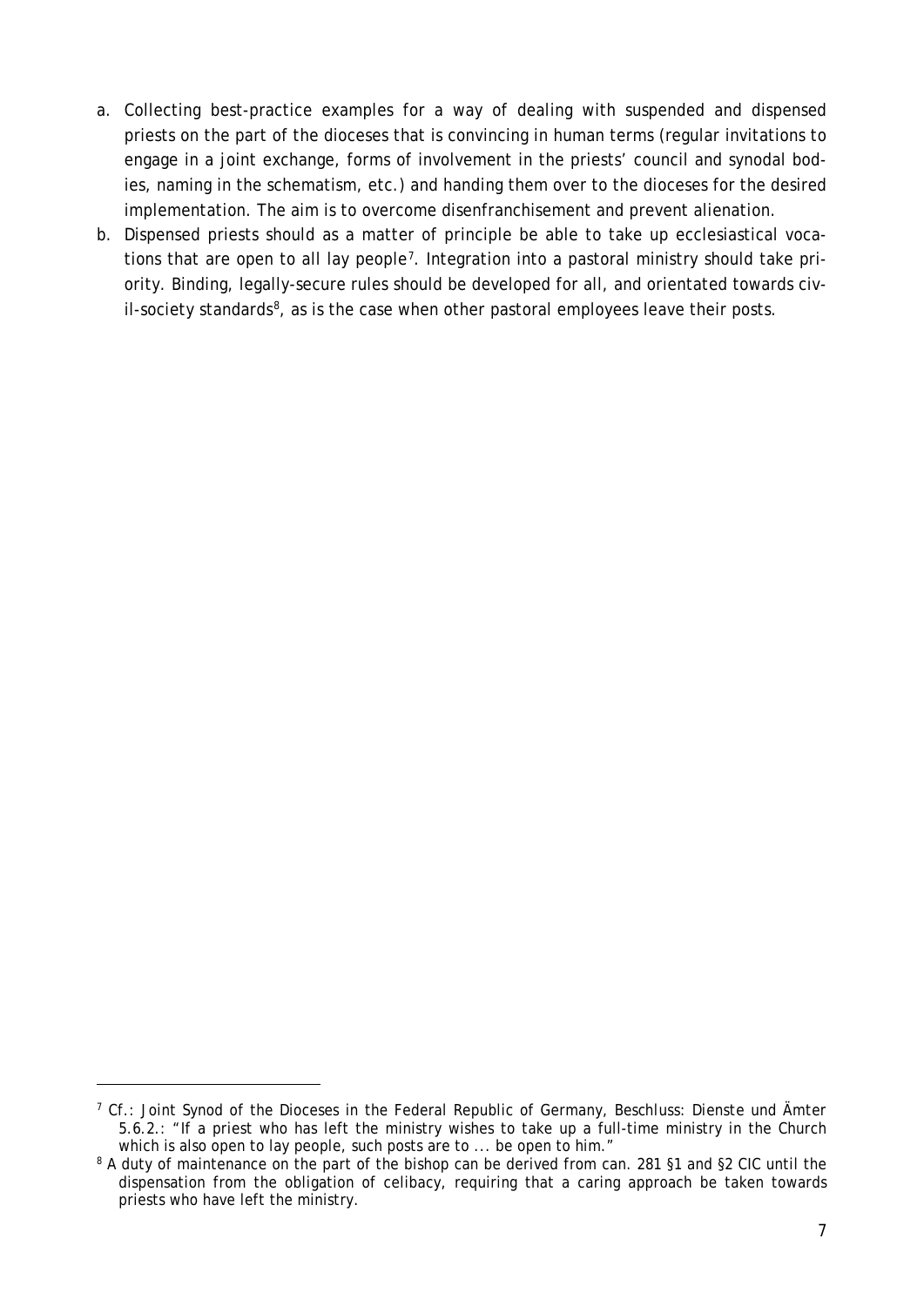a. Collecting best-practice examples for a way of dealing with suspended and dispensed priests on the part of the dioceses that is convincing in human terms (regular invitations to engage in a joint exchange, forms of involvement in the priests' council and synodal bodies, naming in the schematism, etc.) and handing them over to the dioceses for the desired implementation. The aim is to overcome disenfranchisement and prevent alienation.
b. Dispensed priests should as a matter of principle be able to take up ecclesiastical vocations that are open to all lay people[7]. Integration into a pastoral ministry should take priority. Binding, legally-secure rules should be developed for all, and orientated towards civil-society standards[8], as is the case when other pastoral employees leave their posts.

---

[7] Cf.: Joint Synod of the Dioceses in the Federal Republic of Germany, Beschluss: Dienste und Ämter 5.6.2.: "If a priest who has left the ministry wishes to take up a full-time ministry in the Church which is also open to lay people, such posts are to ... be open to him."

[8] A duty of maintenance on the part of the bishop can be derived from can. 281 §1 and §2 CIC until the dispensation from the obligation of celibacy, requiring that a caring approach be taken towards priests who have left the ministry.